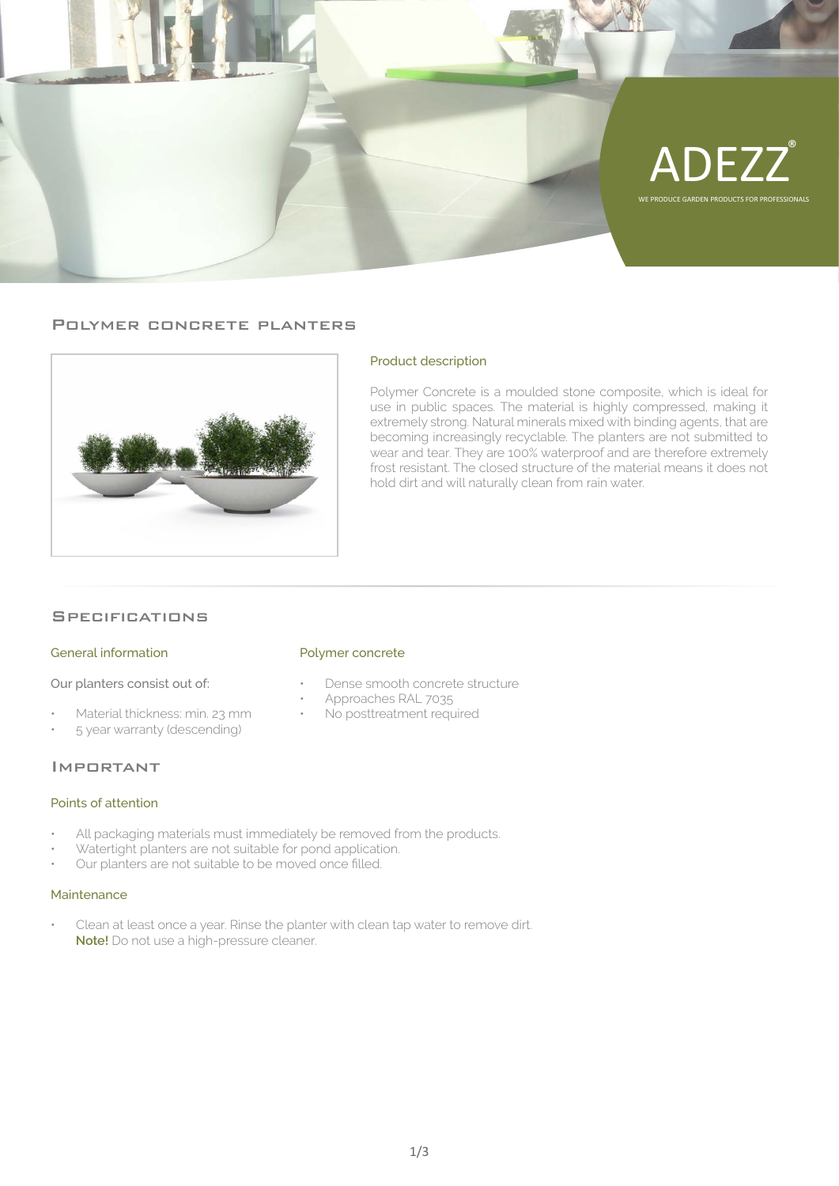ADEZZ®

WE PRODUCE GARDEN PRODUCTS FOR PROFESSIONALS

## Polymer concrete planters

### Product description

Polymer Concrete is a moulded stone composite, which is ideal for use in public spaces. The material is highly compressed, making it extremely strong. Natural minerals mixed with binding agents, that are becoming increasingly recyclable. The planters are not submitted to wear and tear. They are 100% waterproof and are therefore extremely frost resistant. The closed structure of the material means it does not hold dirt and will naturally clean from rain water.

## Specifications

### General information

Our planters consist out of:

- Material thickness: min. 23 mm
- 5 year warranty (descending)

### Polymer concrete

- Dense smooth concrete structure
- Approaches RAL 7035
- No posttreatment required

## Important

### Points of attention

- All packaging materials must immediately be removed from the products.
- Watertight planters are not suitable for pond application.
- Our planters are not suitable to be moved once filled.

### Maintenance

- Clean at least once a year. Rinse the planter with clean tap water to remove dirt.
  **Note!** Do not use a high-pressure cleaner.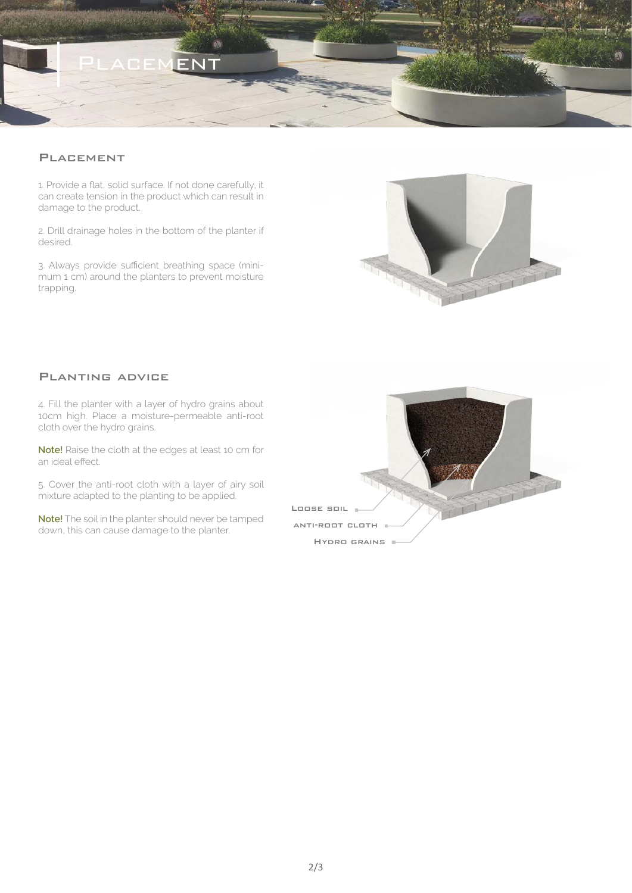# Placement

## Placement

1. Provide a flat, solid surface. If not done carefully, it can create tension in the product which can result in damage to the product.

2. Drill drainage holes in the bottom of the planter if desired.

3. Always provide sufficient breathing space (minimum 1 cm) around the planters to prevent moisture trapping.

## Planting advice

4. Fill the planter with a layer of hydro grains about 10cm high. Place a moisture-permeable anti-root cloth over the hydro grains.

**Note!** Raise the cloth at the edges at least 10 cm for an ideal effect.

5. Cover the anti-root cloth with a layer of airy soil mixture adapted to the planting to be applied.

**Note!** The soil in the planter should never be tamped down, this can cause damage to the planter.

Loose soil

Anti-root cloth

Hydro grains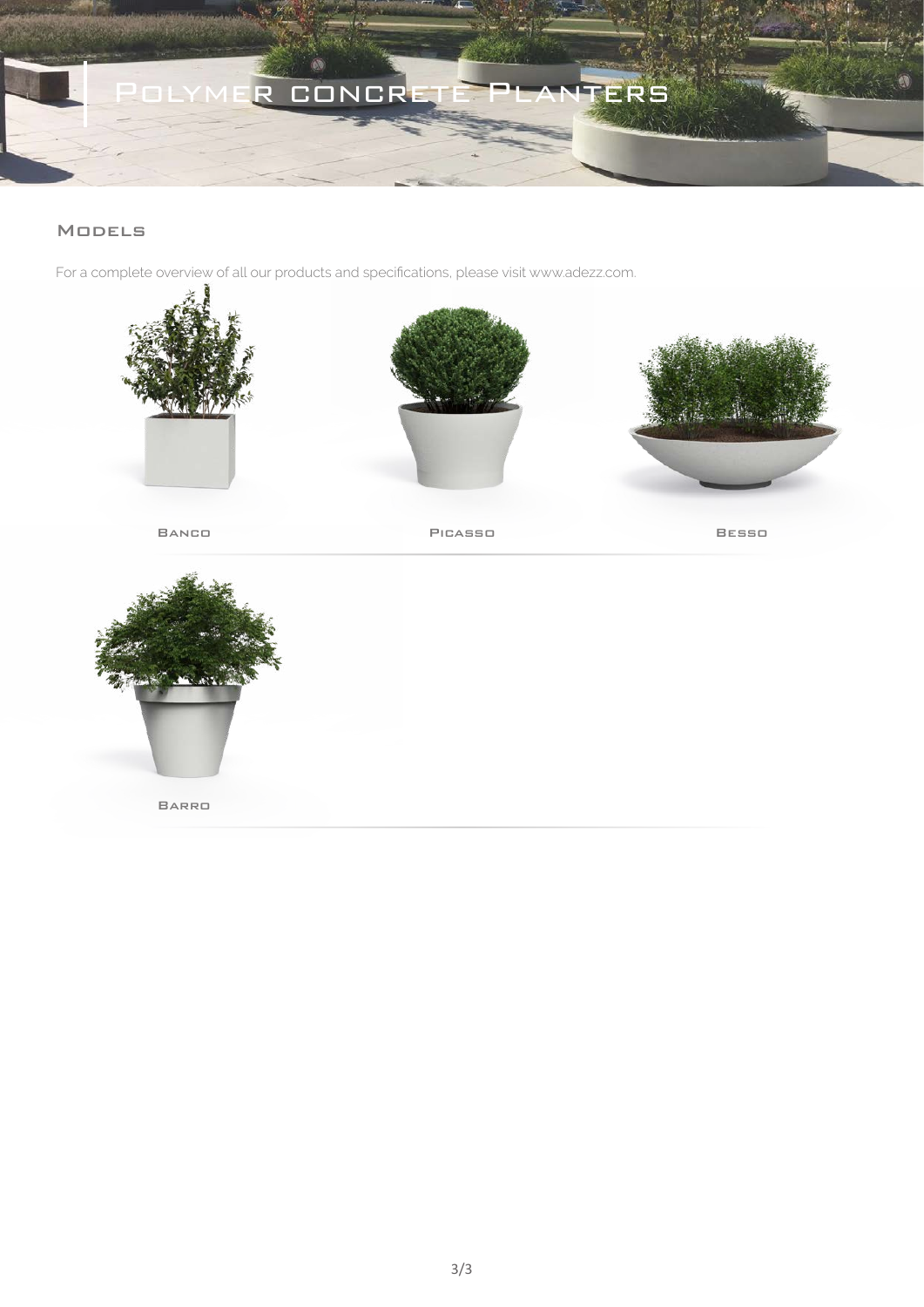# Polymer concrete Planters

## Models

For a complete overview of all our products and specifications, please visit www.adezz.com.

Banco

Picasso

Besso

Barro